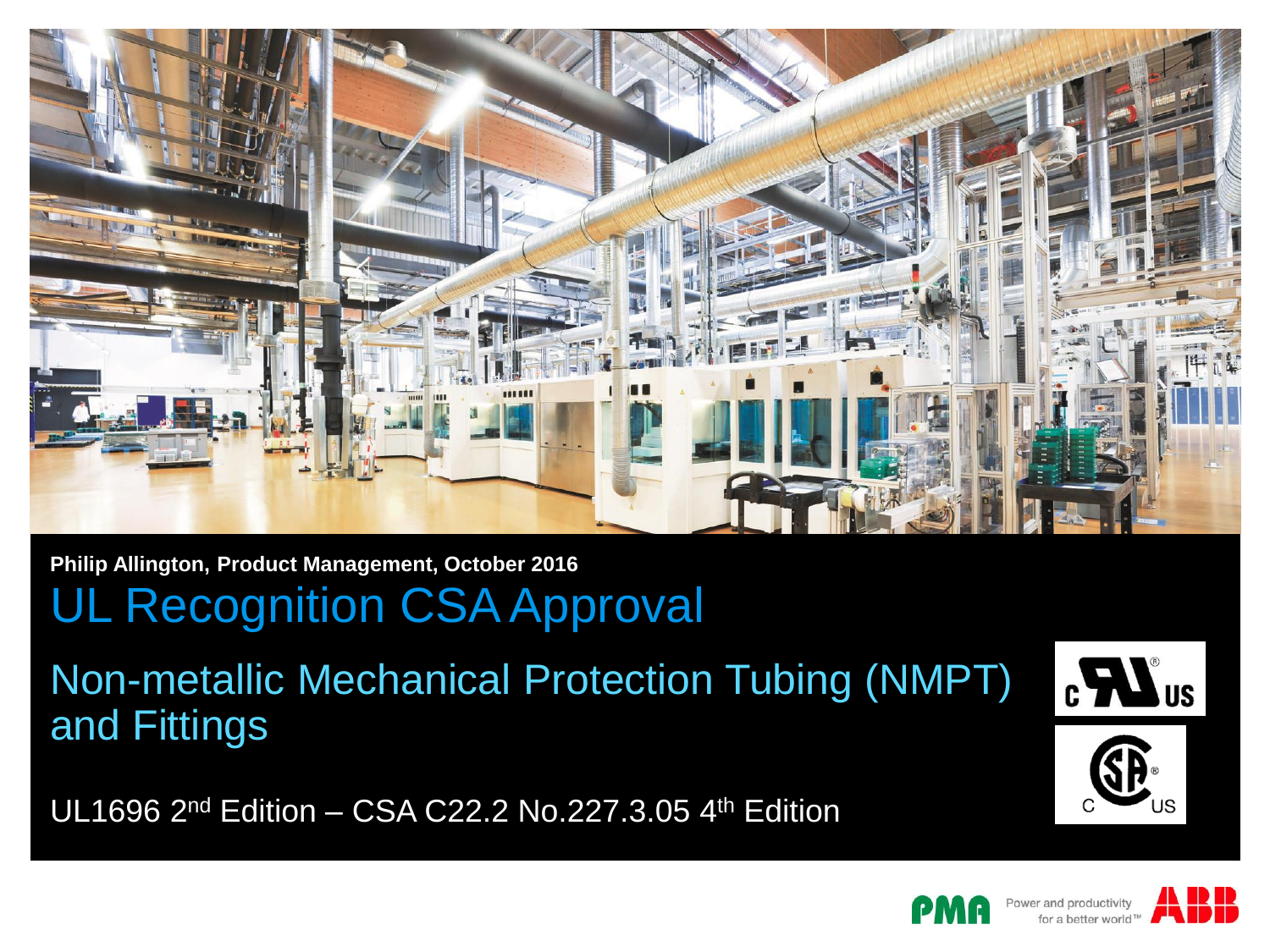**Philip Allington, Product Management, October 2016**

# UL Recognition CSA Approval

## Non-metallic Mechanical Protection Tubing (NMPT) and Fittings

UL1696 2nd Edition – CSA C22.2 No.227.3.05 4th Edition

Power and productivity for a better world™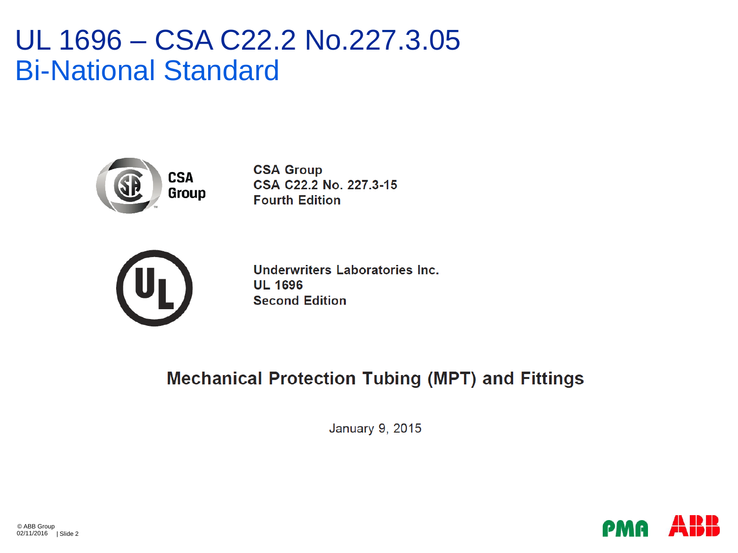# UL 1696 – CSA C22.2 No.227.3.05
## Bi-National Standard

CSA Group
CSA C22.2 No. 227.3-15
Fourth Edition

Underwriters Laboratories Inc.
UL 1696
Second Edition

**Mechanical Protection Tubing (MPT) and Fittings**

January 9, 2015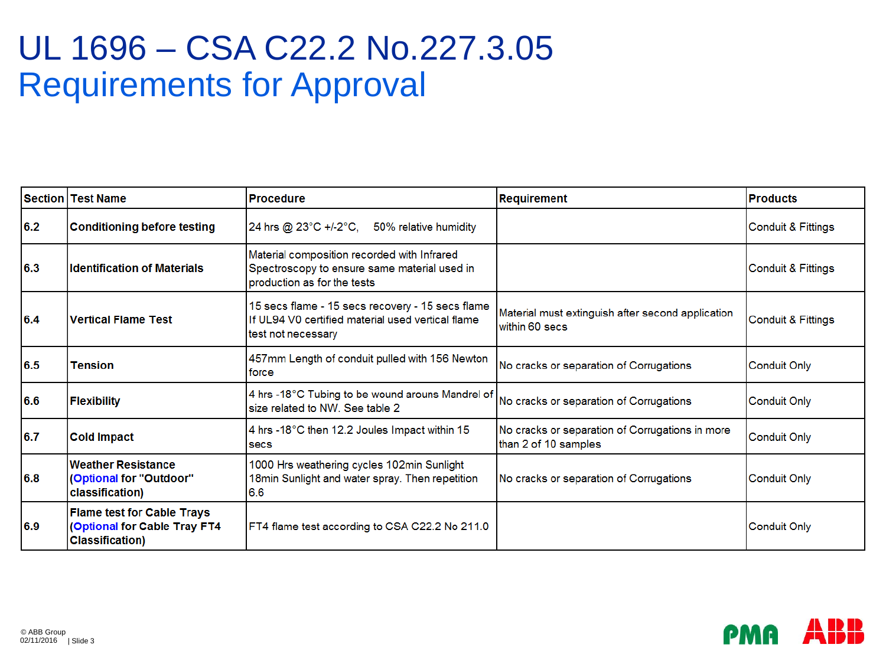# UL 1696 – CSA C22.2 No.227.3.05
## Requirements for Approval

| Section | Test Name | Procedure | Requirement | Products |
|---|---|---|---|---|
| 6.2 | **Conditioning before testing** | 24 hrs @ 23°C +/-2°C, 50% relative humidity | | Conduit & Fittings |
| 6.3 | **Identification of Materials** | Material composition recorded with Infrared Spectroscopy to ensure same material used in production as for the tests | | Conduit & Fittings |
| 6.4 | **Vertical Flame Test** | 15 secs flame - 15 secs recovery - 15 secs flame If UL94 V0 certified material used vertical flame test not necessary | Material must extinguish after second application within 60 secs | Conduit & Fittings |
| 6.5 | **Tension** | 457mm Length of conduit pulled with 156 Newton force | No cracks or separation of Corrugations | Conduit Only |
| 6.6 | **Flexibility** | 4 hrs -18°C Tubing to be wound arouns Mandrel of size related to NW. See table 2 | No cracks or separation of Corrugations | Conduit Only |
| 6.7 | **Cold Impact** | 4 hrs -18°C then 12.2 Joules Impact within 15 secs | No cracks or separation of Corrugations in more than 2 of 10 samples | Conduit Only |
| 6.8 | **Weather Resistance (Optional for "Outdoor" classification)** | 1000 Hrs weathering cycles 102min Sunlight 18min Sunlight and water spray. Then repetition 6.6 | No cracks or separation of Corrugations | Conduit Only |
| 6.9 | **Flame test for Cable Trays (Optional for Cable Tray FT4 Classification)** | FT4 flame test according to CSA C22.2 No 211.0 | | Conduit Only |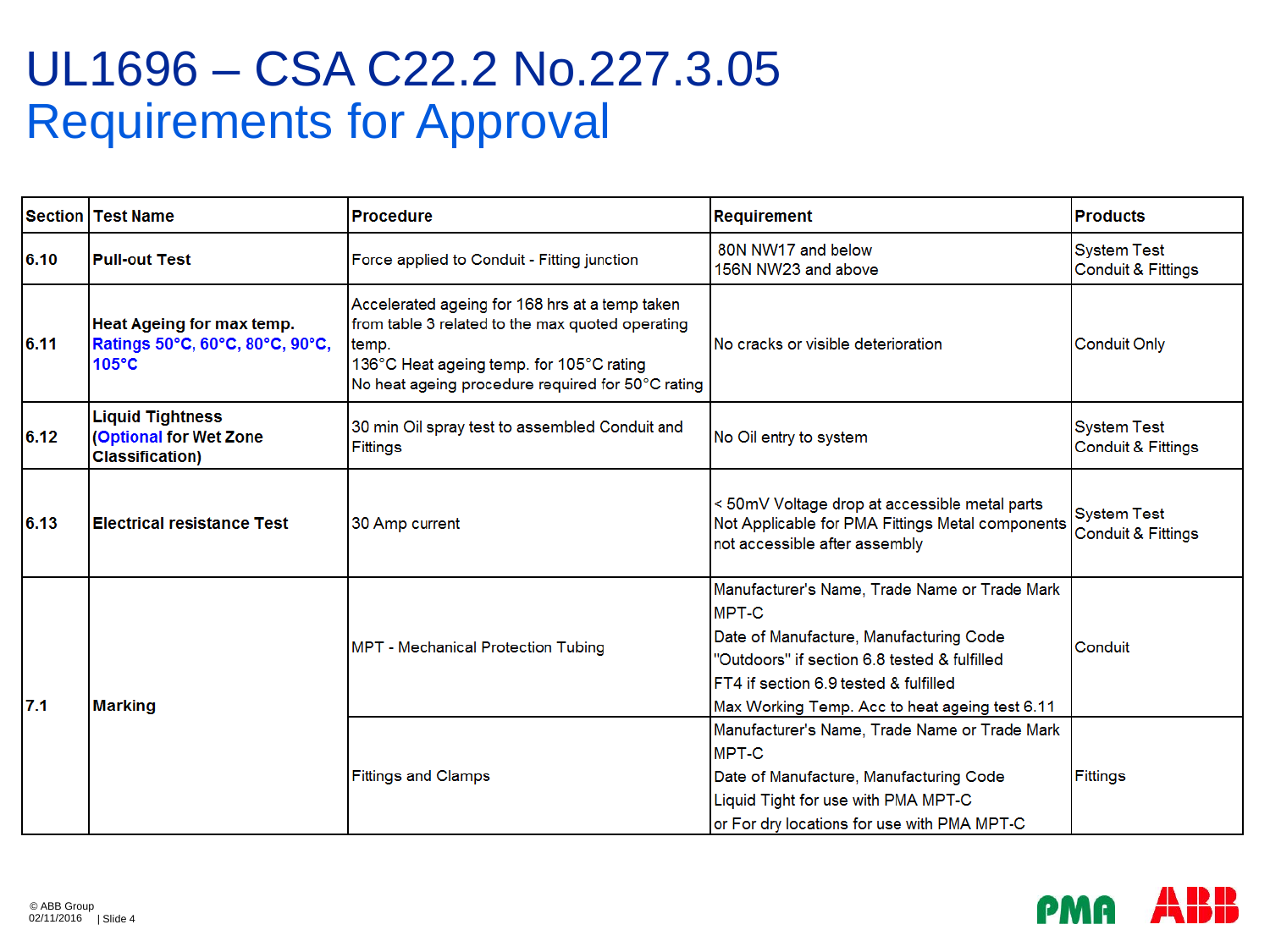# UL1696 – CSA C22.2 No.227.3.05
## Requirements for Approval

| Section | Test Name | Procedure | Requirement | Products |
|---|---|---|---|---|
| 6.10 | **Pull-out Test** | Force applied to Conduit - Fitting junction | 80N NW17 and below<br>156N NW23 and above | System Test<br>Conduit & Fittings |
| 6.11 | **Heat Ageing for max temp.**<br>**Ratings 50°C, 60°C, 80°C, 90°C, 105°C** | Accelerated ageing for 168 hrs at a temp taken from table 3 related to the max quoted operating temp.<br>136°C Heat ageing temp. for 105°C rating<br>No heat ageing procedure required for 50°C rating | No cracks or visible deterioration | Conduit Only |
| 6.12 | **Liquid Tightness (Optional for Wet Zone Classification)** | 30 min Oil spray test to assembled Conduit and Fittings | No Oil entry to system | System Test<br>Conduit & Fittings |
| 6.13 | **Electrical resistance Test** | 30 Amp current | < 50mV Voltage drop at accessible metal parts<br>Not Applicable for PMA Fittings Metal components not accessible after assembly | System Test<br>Conduit & Fittings |
| 7.1 | **Marking** | MPT - Mechanical Protection Tubing | Manufacturer's Name, Trade Name or Trade Mark<br>MPT-C<br>Date of Manufacture, Manufacturing Code<br>"Outdoors" if section 6.8 tested & fulfilled<br>FT4 if section 6.9 tested & fulfilled<br>Max Working Temp. Acc to heat ageing test 6.11 | Conduit |
| | | Fittings and Clamps | Manufacturer's Name, Trade Name or Trade Mark<br>MPT-C<br>Date of Manufacture, Manufacturing Code<br>Liquid Tight for use with PMA MPT-C<br>or For dry locations for use with PMA MPT-C | Fittings |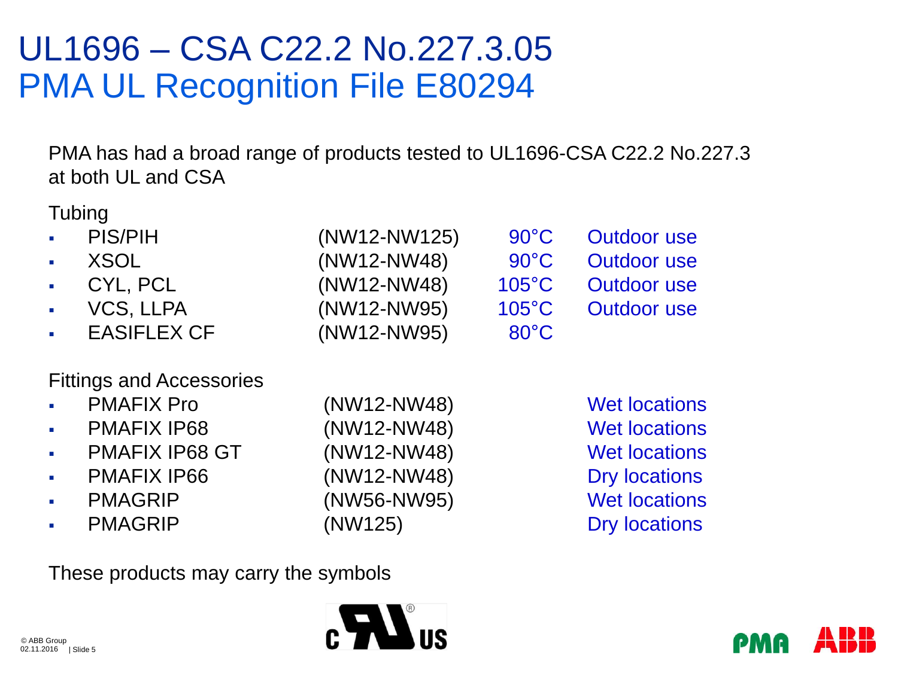# UL1696 – CSA C22.2 No.227.3.05
## PMA UL Recognition File E80294

PMA has had a broad range of products tested to UL1696-CSA C22.2 No.227.3 at both UL and CSA

Tubing

| Product | Size | Temperature | Use |
|---|---|---|---|
| PIS/PIH | (NW12-NW125) | 90°C | Outdoor use |
| XSOL | (NW12-NW48) | 90°C | Outdoor use |
| CYL, PCL | (NW12-NW48) | 105°C | Outdoor use |
| VCS, LLPA | (NW12-NW95) | 105°C | Outdoor use |
| EASIFLEX CF | (NW12-NW95) | 80°C | |

Fittings and Accessories

| Product | Size | Locations |
|---|---|---|
| PMAFIX Pro | (NW12-NW48) | Wet locations |
| PMAFIX IP68 | (NW12-NW48) | Wet locations |
| PMAFIX IP68 GT | (NW12-NW48) | Wet locations |
| PMAFIX IP66 | (NW12-NW48) | Dry locations |
| PMAGRIP | (NW56-NW95) | Wet locations |
| PMAGRIP | (NW125) | Dry locations |

These products may carry the symbols

c UR US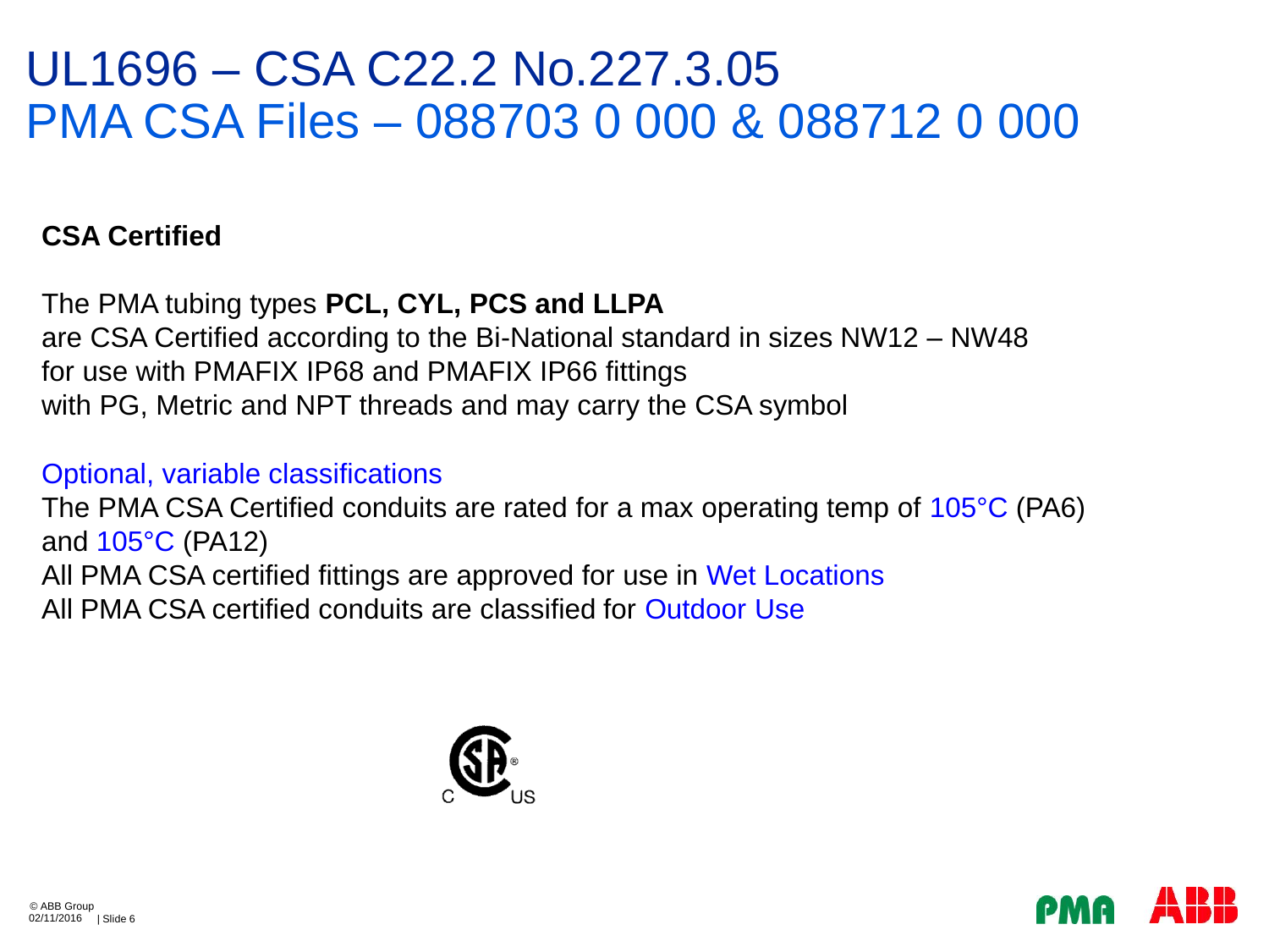# UL1696 – CSA C22.2 No.227.3.05
## PMA CSA Files – 088703 0 000 & 088712 0 000

**CSA Certified**

The PMA tubing types **PCL, CYL, PCS and LLPA**
are CSA Certified according to the Bi-National standard in sizes NW12 – NW48
for use with PMAFIX IP68 and PMAFIX IP66 fittings
with PG, Metric and NPT threads and may carry the CSA symbol

Optional, variable classifications
The PMA CSA Certified conduits are rated for a max operating temp of 105°C (PA6)
and 105°C (PA12)
All PMA CSA certified fittings are approved for use in Wet Locations
All PMA CSA certified conduits are classified for Outdoor Use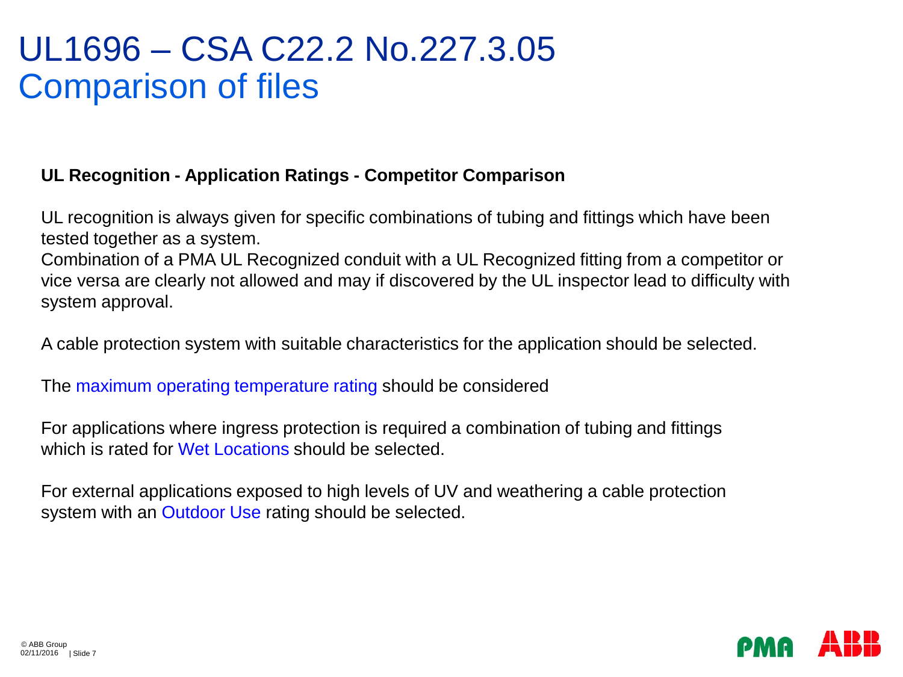# UL1696 – CSA C22.2 No.227.3.05
## Comparison of files

**UL Recognition - Application Ratings - Competitor Comparison**

UL recognition is always given for specific combinations of tubing and fittings which have been tested together as a system.
Combination of a PMA UL Recognized conduit with a UL Recognized fitting from a competitor or vice versa are clearly not allowed and may if discovered by the UL inspector lead to difficulty with system approval.

A cable protection system with suitable characteristics for the application should be selected.

The maximum operating temperature rating should be considered

For applications where ingress protection is required a combination of tubing and fittings which is rated for Wet Locations should be selected.

For external applications exposed to high levels of UV and weathering a cable protection system with an Outdoor Use rating should be selected.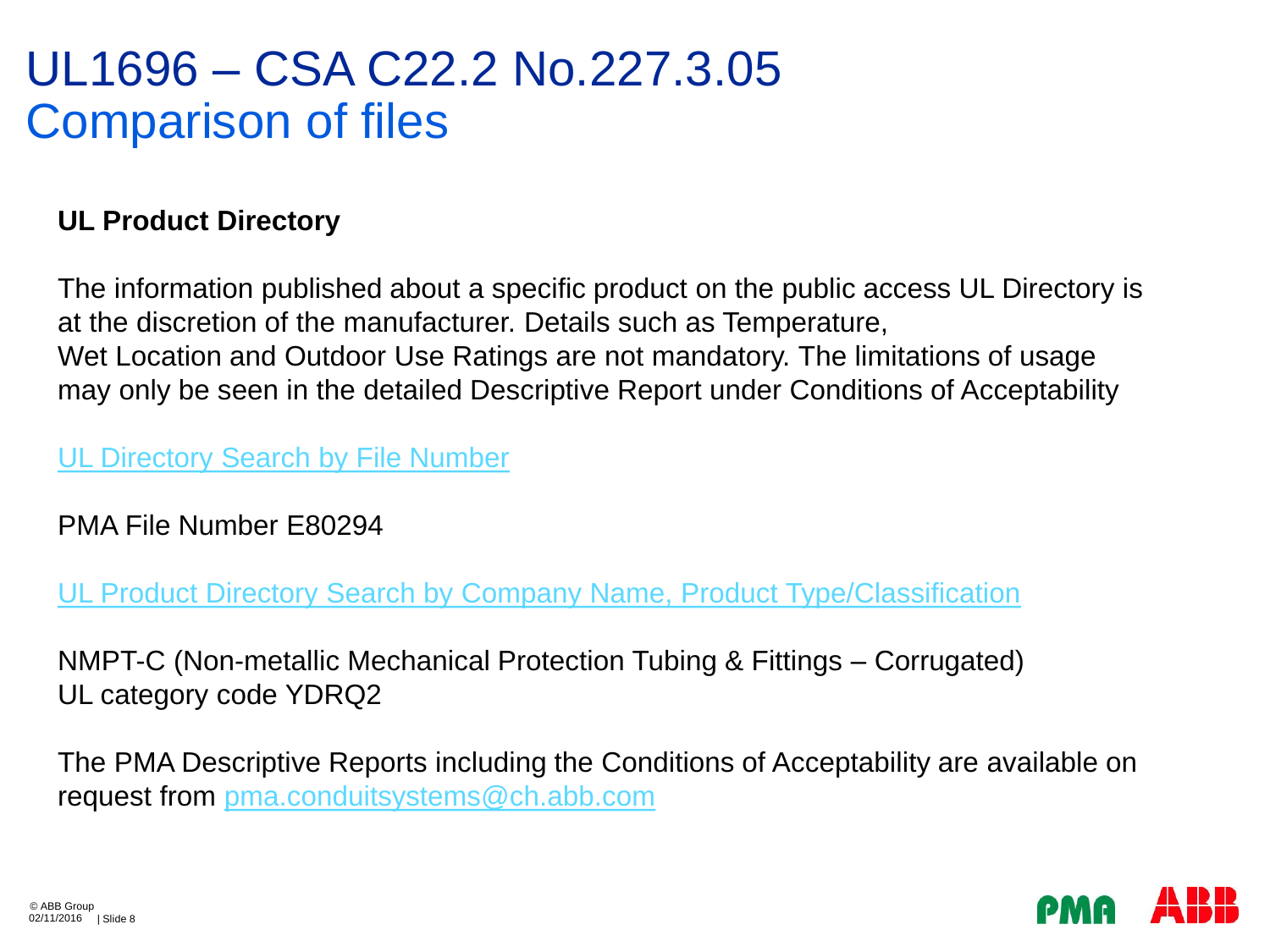# UL1696 – CSA C22.2 No.227.3.05
## Comparison of files

**UL Product Directory**

The information published about a specific product on the public access UL Directory is at the discretion of the manufacturer. Details such as Temperature, Wet Location and Outdoor Use Ratings are not mandatory. The limitations of usage may only be seen in the detailed Descriptive Report under Conditions of Acceptability

UL Directory Search by File Number

PMA File Number E80294

UL Product Directory Search by Company Name, Product Type/Classification

NMPT-C (Non-metallic Mechanical Protection Tubing & Fittings – Corrugated)
UL category code YDRQ2

The PMA Descriptive Reports including the Conditions of Acceptability are available on request from pma.conduitsystems@ch.abb.com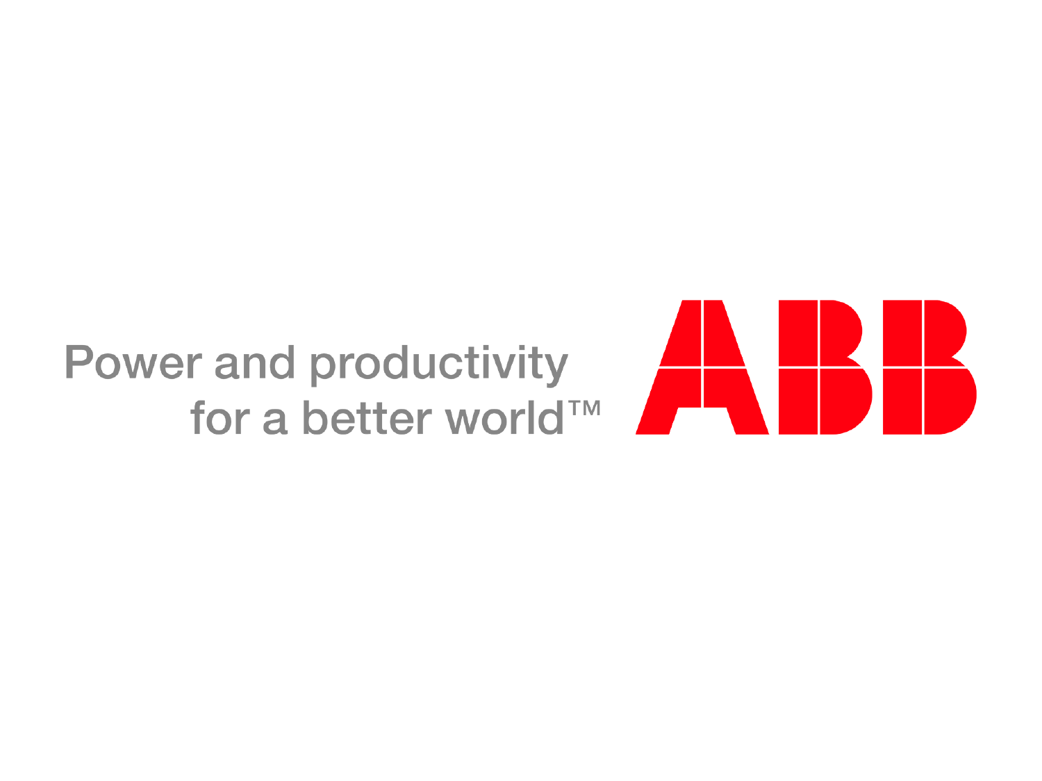Power and productivity
for a better world™

ABB